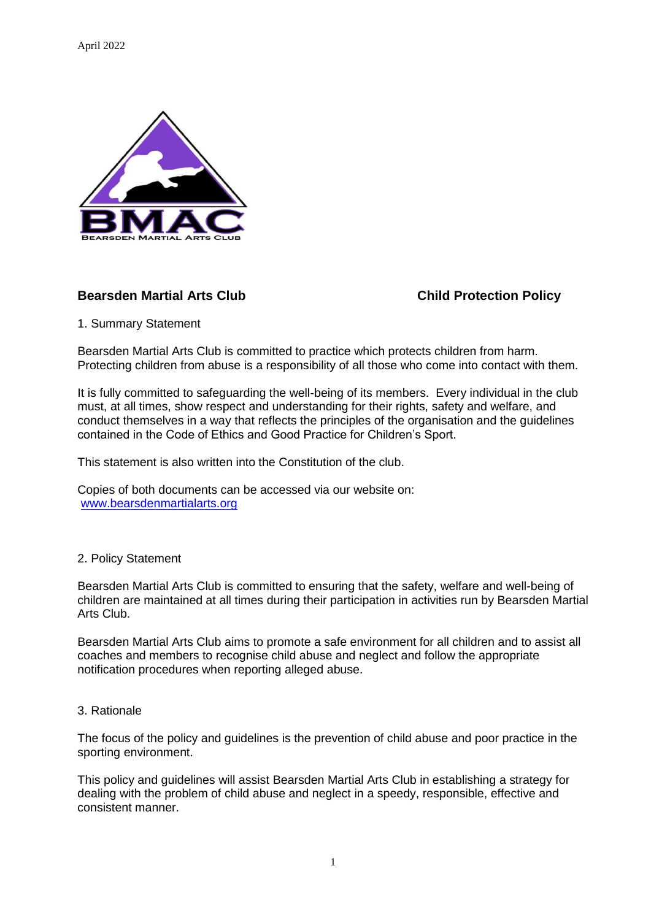April 2022

**Bearsden Martial Arts Club** **Child Protection Policy**

1. Summary Statement

Bearsden Martial Arts Club is committed to practice which protects children from harm. Protecting children from abuse is a responsibility of all those who come into contact with them.

It is fully committed to safeguarding the well-being of its members. Every individual in the club must, at all times, show respect and understanding for their rights, safety and welfare, and conduct themselves in a way that reflects the principles of the organisation and the guidelines contained in the Code of Ethics and Good Practice for Children's Sport.

This statement is also written into the Constitution of the club.

Copies of both documents can be accessed via our website on: [www.bearsdenmartialarts.org](http://www.bearsdenmartialarts.org)

2. Policy Statement

Bearsden Martial Arts Club is committed to ensuring that the safety, welfare and well-being of children are maintained at all times during their participation in activities run by Bearsden Martial Arts Club.

Bearsden Martial Arts Club aims to promote a safe environment for all children and to assist all coaches and members to recognise child abuse and neglect and follow the appropriate notification procedures when reporting alleged abuse.

3. Rationale

The focus of the policy and guidelines is the prevention of child abuse and poor practice in the sporting environment.

This policy and guidelines will assist Bearsden Martial Arts Club in establishing a strategy for dealing with the problem of child abuse and neglect in a speedy, responsible, effective and consistent manner.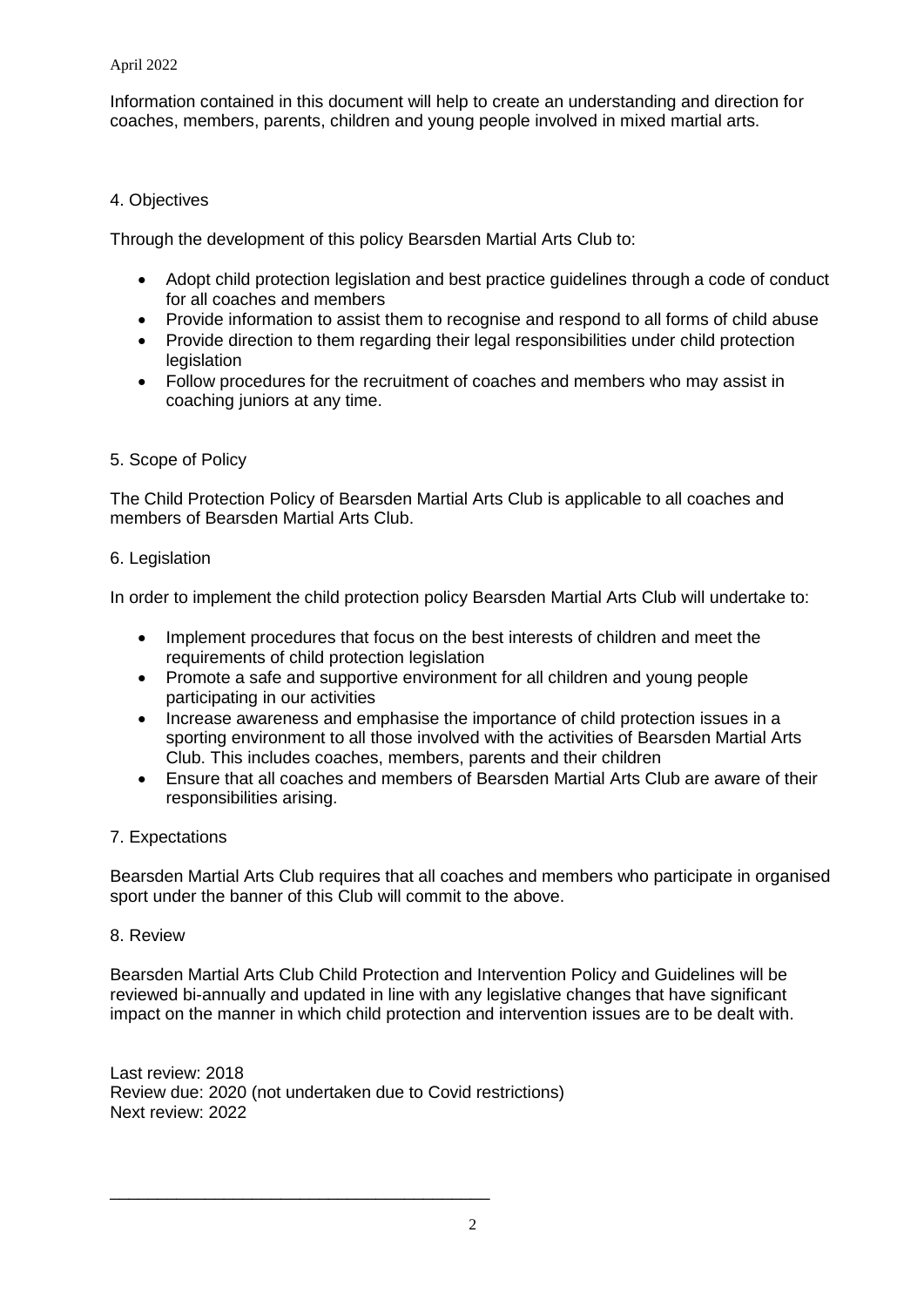Information contained in this document will help to create an understanding and direction for coaches, members, parents, children and young people involved in mixed martial arts.

## 4. Objectives

Through the development of this policy Bearsden Martial Arts Club to:

- Adopt child protection legislation and best practice guidelines through a code of conduct for all coaches and members
- Provide information to assist them to recognise and respond to all forms of child abuse
- Provide direction to them regarding their legal responsibilities under child protection legislation
- Follow procedures for the recruitment of coaches and members who may assist in coaching juniors at any time.

## 5. Scope of Policy

The Child Protection Policy of Bearsden Martial Arts Club is applicable to all coaches and members of Bearsden Martial Arts Club.

## 6. Legislation

In order to implement the child protection policy Bearsden Martial Arts Club will undertake to:

- Implement procedures that focus on the best interests of children and meet the requirements of child protection legislation
- Promote a safe and supportive environment for all children and young people participating in our activities
- Increase awareness and emphasise the importance of child protection issues in a sporting environment to all those involved with the activities of Bearsden Martial Arts Club. This includes coaches, members, parents and their children
- Ensure that all coaches and members of Bearsden Martial Arts Club are aware of their responsibilities arising.

## 7. Expectations

Bearsden Martial Arts Club requires that all coaches and members who participate in organised sport under the banner of this Club will commit to the above.

## 8. Review

Bearsden Martial Arts Club Child Protection and Intervention Policy and Guidelines will be reviewed bi-annually and updated in line with any legislative changes that have significant impact on the manner in which child protection and intervention issues are to be dealt with.

Last review: 2018
Review due: 2020 (not undertaken due to Covid restrictions)
Next review: 2022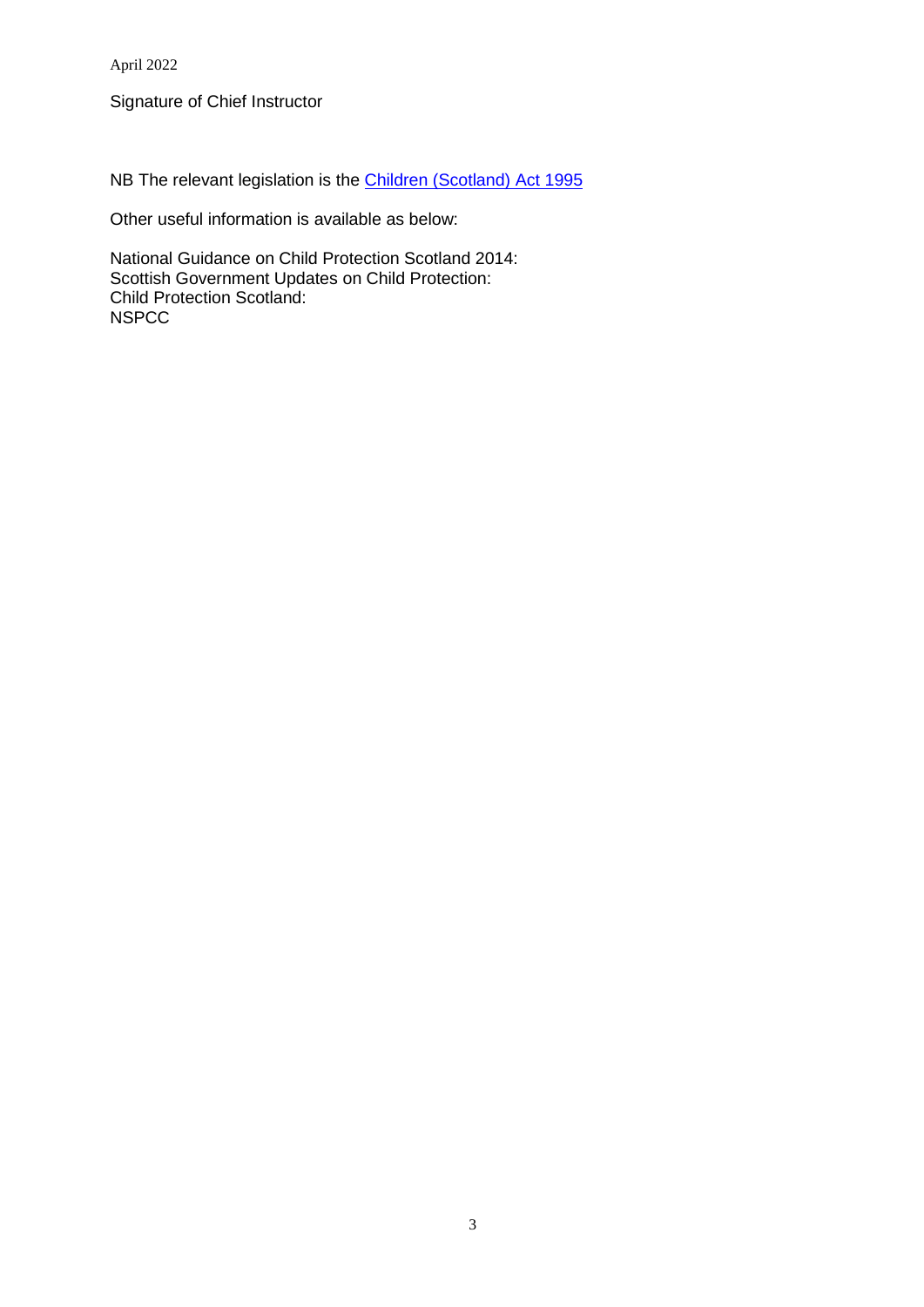April 2022

Signature of Chief Instructor

NB The relevant legislation is the [Children (Scotland) Act 1995]

Other useful information is available as below:

National Guidance on Child Protection Scotland 2014:
Scottish Government Updates on Child Protection:
Child Protection Scotland:
NSPCC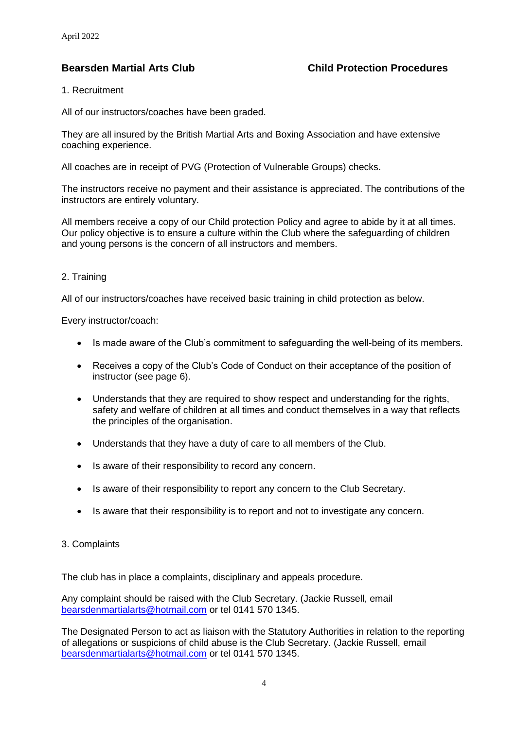**Bearsden Martial Arts Club** **Child Protection Procedures**

1. Recruitment

All of our instructors/coaches have been graded.

They are all insured by the British Martial Arts and Boxing Association and have extensive coaching experience.

All coaches are in receipt of PVG (Protection of Vulnerable Groups) checks.

The instructors receive no payment and their assistance is appreciated. The contributions of the instructors are entirely voluntary.

All members receive a copy of our Child protection Policy and agree to abide by it at all times. Our policy objective is to ensure a culture within the Club where the safeguarding of children and young persons is the concern of all instructors and members.

2. Training

All of our instructors/coaches have received basic training in child protection as below.

Every instructor/coach:

- Is made aware of the Club's commitment to safeguarding the well-being of its members.
- Receives a copy of the Club's Code of Conduct on their acceptance of the position of instructor (see page 6).
- Understands that they are required to show respect and understanding for the rights, safety and welfare of children at all times and conduct themselves in a way that reflects the principles of the organisation.
- Understands that they have a duty of care to all members of the Club.
- Is aware of their responsibility to record any concern.
- Is aware of their responsibility to report any concern to the Club Secretary.
- Is aware that their responsibility is to report and not to investigate any concern.

3. Complaints

The club has in place a complaints, disciplinary and appeals procedure.

Any complaint should be raised with the Club Secretary. (Jackie Russell, email bearsdenmartialarts@hotmail.com or tel 0141 570 1345.

The Designated Person to act as liaison with the Statutory Authorities in relation to the reporting of allegations or suspicions of child abuse is the Club Secretary. (Jackie Russell, email bearsdenmartialarts@hotmail.com or tel 0141 570 1345.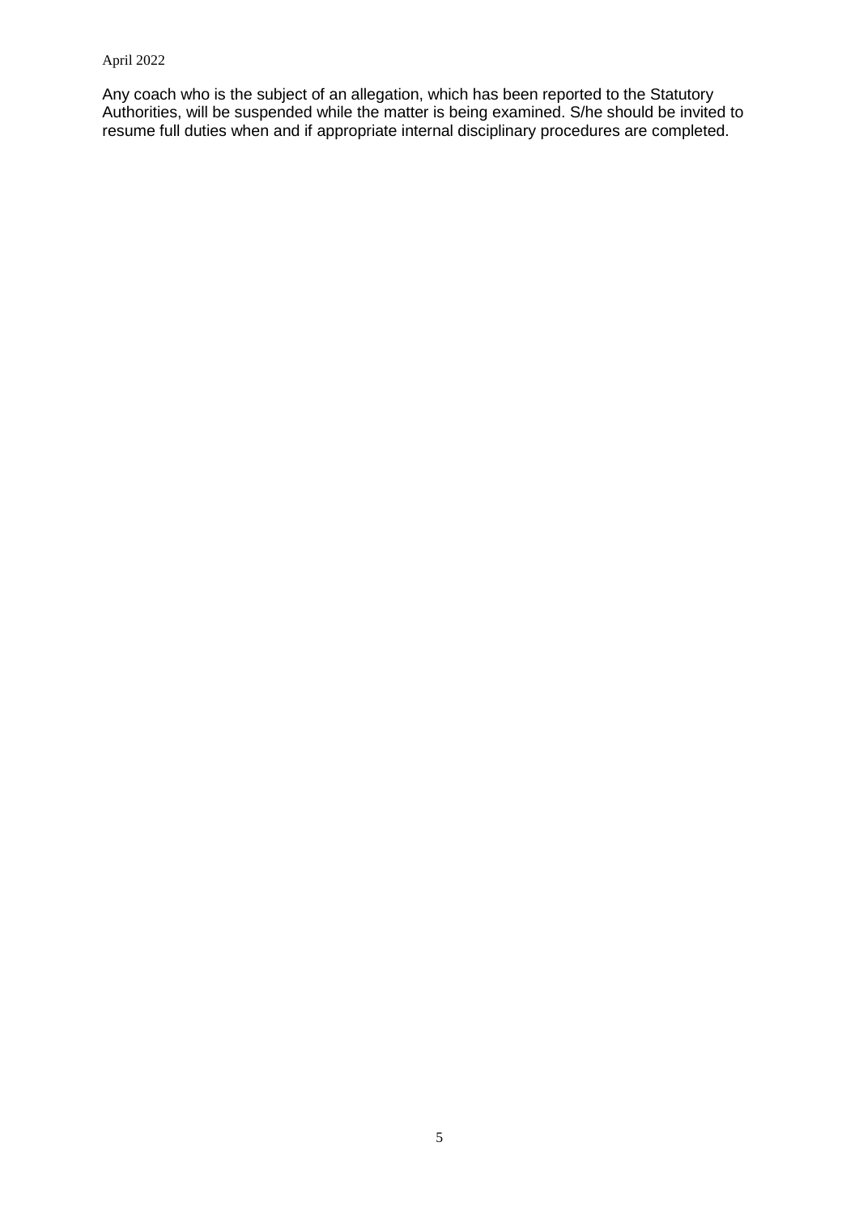Any coach who is the subject of an allegation, which has been reported to the Statutory Authorities, will be suspended while the matter is being examined. S/he should be invited to resume full duties when and if appropriate internal disciplinary procedures are completed.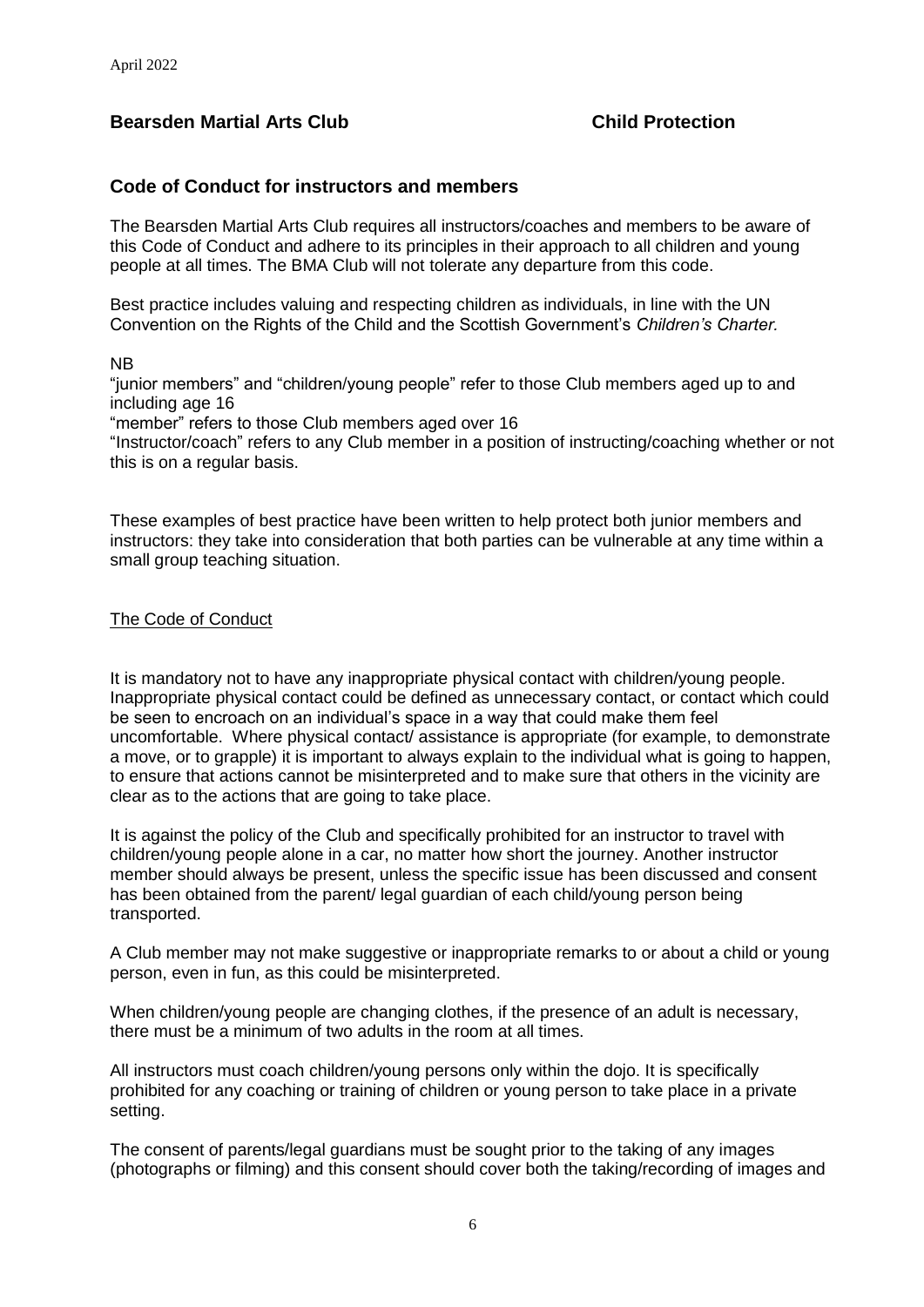**Bearsden Martial Arts Club** **Child Protection**

## Code of Conduct for instructors and members

The Bearsden Martial Arts Club requires all instructors/coaches and members to be aware of this Code of Conduct and adhere to its principles in their approach to all children and young people at all times. The BMA Club will not tolerate any departure from this code.

Best practice includes valuing and respecting children as individuals, in line with the UN Convention on the Rights of the Child and the Scottish Government's *Children's Charter.*

NB

"junior members" and "children/young people" refer to those Club members aged up to and including age 16

"member" refers to those Club members aged over 16

"Instructor/coach" refers to any Club member in a position of instructing/coaching whether or not this is on a regular basis.

These examples of best practice have been written to help protect both junior members and instructors: they take into consideration that both parties can be vulnerable at any time within a small group teaching situation.

<u>The Code of Conduct</u>

It is mandatory not to have any inappropriate physical contact with children/young people. Inappropriate physical contact could be defined as unnecessary contact, or contact which could be seen to encroach on an individual's space in a way that could make them feel uncomfortable. Where physical contact/ assistance is appropriate (for example, to demonstrate a move, or to grapple) it is important to always explain to the individual what is going to happen, to ensure that actions cannot be misinterpreted and to make sure that others in the vicinity are clear as to the actions that are going to take place.

It is against the policy of the Club and specifically prohibited for an instructor to travel with children/young people alone in a car, no matter how short the journey. Another instructor member should always be present, unless the specific issue has been discussed and consent has been obtained from the parent/ legal guardian of each child/young person being transported.

A Club member may not make suggestive or inappropriate remarks to or about a child or young person, even in fun, as this could be misinterpreted.

When children/young people are changing clothes, if the presence of an adult is necessary, there must be a minimum of two adults in the room at all times.

All instructors must coach children/young persons only within the dojo. It is specifically prohibited for any coaching or training of children or young person to take place in a private setting.

The consent of parents/legal guardians must be sought prior to the taking of any images (photographs or filming) and this consent should cover both the taking/recording of images and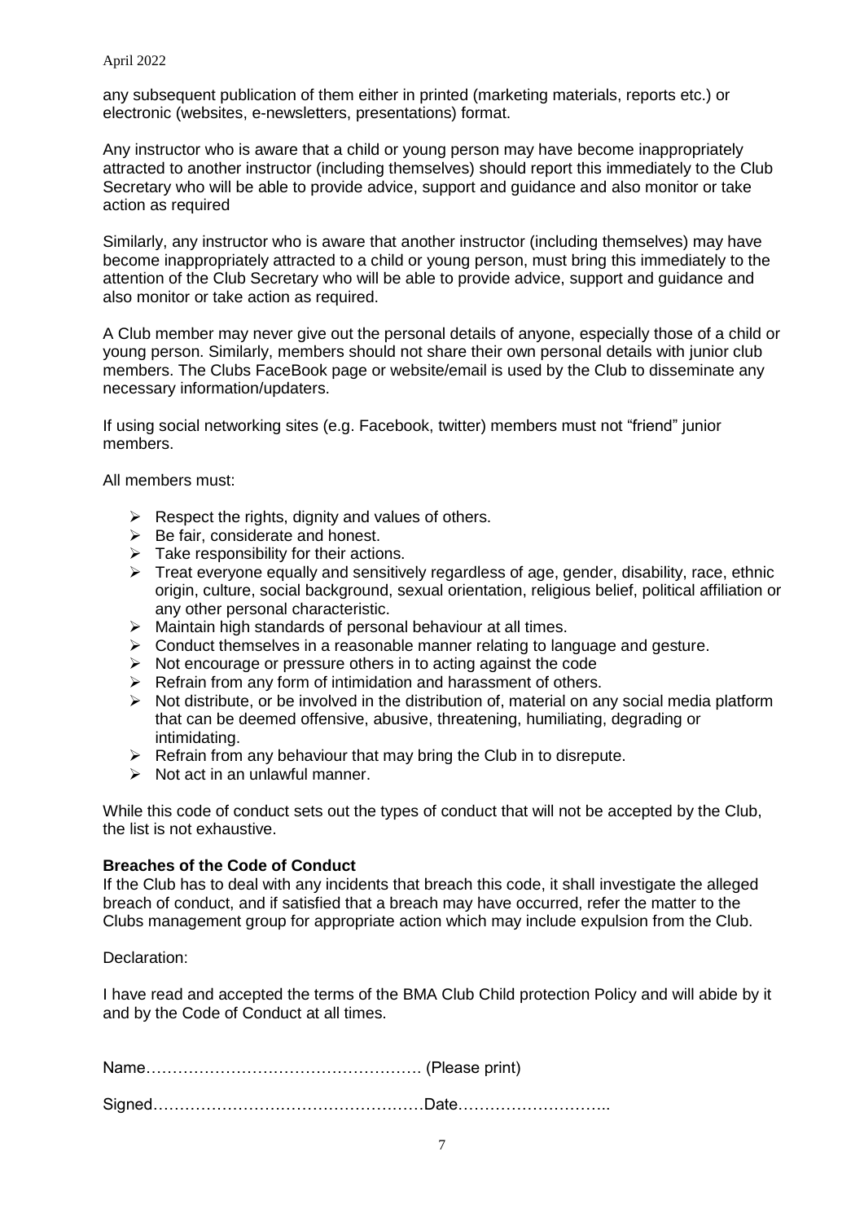any subsequent publication of them either in printed (marketing materials, reports etc.) or electronic (websites, e-newsletters, presentations) format.

Any instructor who is aware that a child or young person may have become inappropriately attracted to another instructor (including themselves) should report this immediately to the Club Secretary who will be able to provide advice, support and guidance and also monitor or take action as required

Similarly, any instructor who is aware that another instructor (including themselves) may have become inappropriately attracted to a child or young person, must bring this immediately to the attention of the Club Secretary who will be able to provide advice, support and guidance and also monitor or take action as required.

A Club member may never give out the personal details of anyone, especially those of a child or young person. Similarly, members should not share their own personal details with junior club members. The Clubs FaceBook page or website/email is used by the Club to disseminate any necessary information/updaters.

If using social networking sites (e.g. Facebook, twitter) members must not "friend" junior members.

All members must:

- Respect the rights, dignity and values of others.
- Be fair, considerate and honest.
- Take responsibility for their actions.
- Treat everyone equally and sensitively regardless of age, gender, disability, race, ethnic origin, culture, social background, sexual orientation, religious belief, political affiliation or any other personal characteristic.
- Maintain high standards of personal behaviour at all times.
- Conduct themselves in a reasonable manner relating to language and gesture.
- Not encourage or pressure others in to acting against the code
- Refrain from any form of intimidation and harassment of others.
- Not distribute, or be involved in the distribution of, material on any social media platform that can be deemed offensive, abusive, threatening, humiliating, degrading or intimidating.
- Refrain from any behaviour that may bring the Club in to disrepute.
- Not act in an unlawful manner.

While this code of conduct sets out the types of conduct that will not be accepted by the Club, the list is not exhaustive.

**Breaches of the Code of Conduct**

If the Club has to deal with any incidents that breach this code, it shall investigate the alleged breach of conduct, and if satisfied that a breach may have occurred, refer the matter to the Clubs management group for appropriate action which may include expulsion from the Club.

Declaration:

I have read and accepted the terms of the BMA Club Child protection Policy and will abide by it and by the Code of Conduct at all times.

Name…………………………………………… (Please print)

Signed……………………………………………Date………………………..